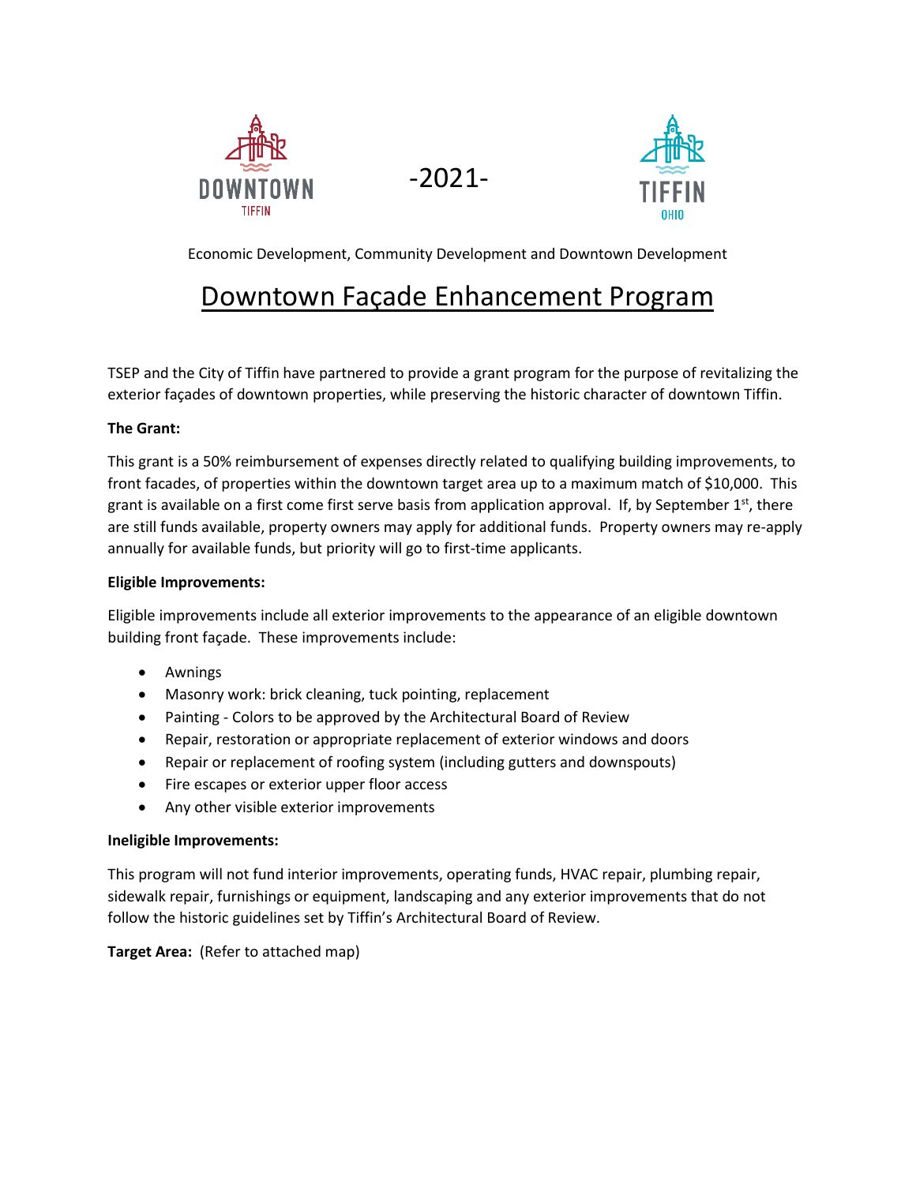DOWNTOWN TIFFIN

-2021-

TIFFIN OHIO

Economic Development, Community Development and Downtown Development

# Downtown Façade Enhancement Program

TSEP and the City of Tiffin have partnered to provide a grant program for the purpose of revitalizing the exterior façades of downtown properties, while preserving the historic character of downtown Tiffin.

**The Grant:**

This grant is a 50% reimbursement of expenses directly related to qualifying building improvements, to front facades, of properties within the downtown target area up to a maximum match of $10,000. This grant is available on a first come first serve basis from application approval. If, by September 1st, there are still funds available, property owners may apply for additional funds. Property owners may re-apply annually for available funds, but priority will go to first-time applicants.

**Eligible Improvements:**

Eligible improvements include all exterior improvements to the appearance of an eligible downtown building front façade. These improvements include:

- Awnings
- Masonry work: brick cleaning, tuck pointing, replacement
- Painting - Colors to be approved by the Architectural Board of Review
- Repair, restoration or appropriate replacement of exterior windows and doors
- Repair or replacement of roofing system (including gutters and downspouts)
- Fire escapes or exterior upper floor access
- Any other visible exterior improvements

**Ineligible Improvements:**

This program will not fund interior improvements, operating funds, HVAC repair, plumbing repair, sidewalk repair, furnishings or equipment, landscaping and any exterior improvements that do not follow the historic guidelines set by Tiffin's Architectural Board of Review.

**Target Area:** (Refer to attached map)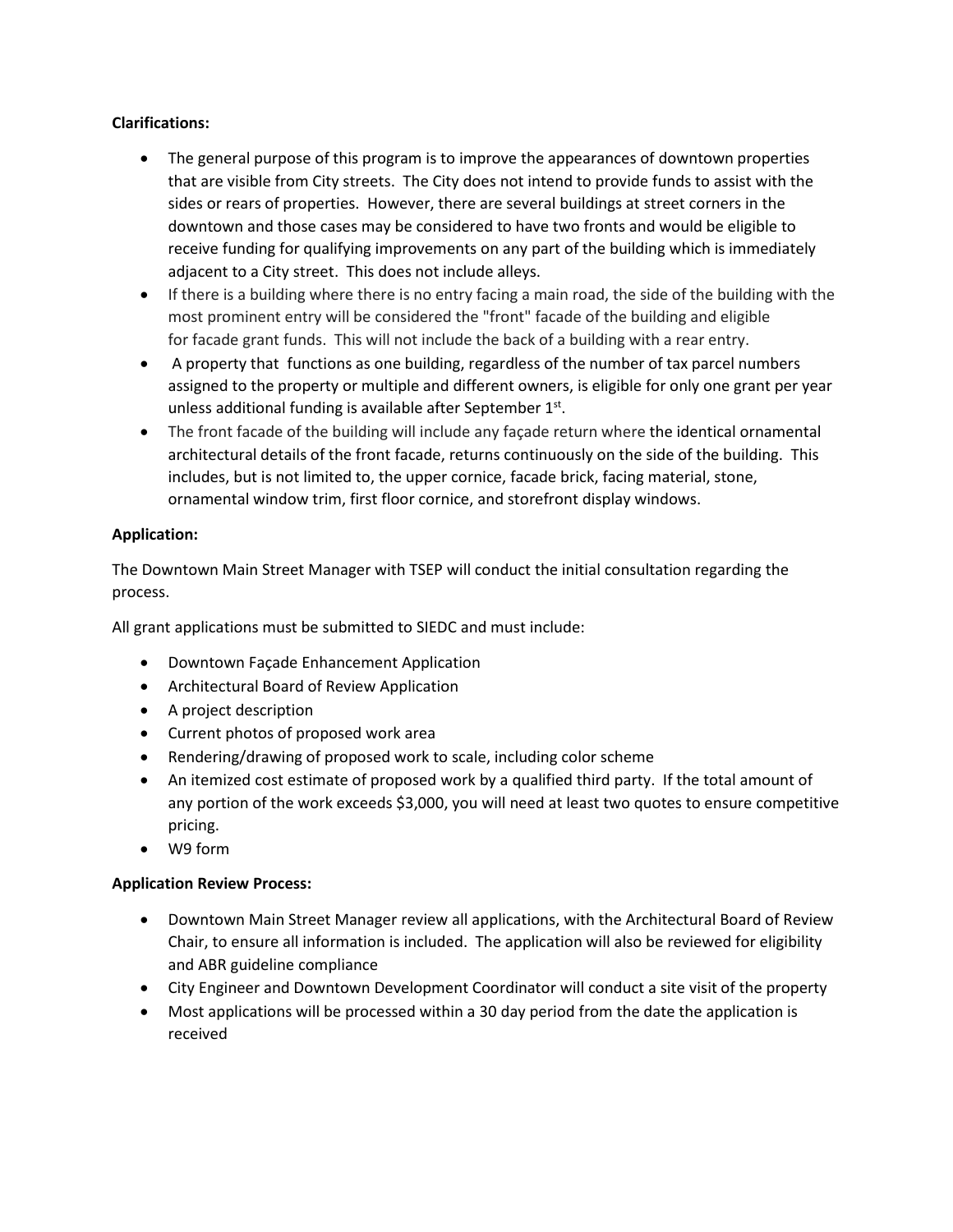**Clarifications:**

- The general purpose of this program is to improve the appearances of downtown properties that are visible from City streets. The City does not intend to provide funds to assist with the sides or rears of properties. However, there are several buildings at street corners in the downtown and those cases may be considered to have two fronts and would be eligible to receive funding for qualifying improvements on any part of the building which is immediately adjacent to a City street. This does not include alleys.
- If there is a building where there is no entry facing a main road, the side of the building with the most prominent entry will be considered the "front" facade of the building and eligible for facade grant funds. This will not include the back of a building with a rear entry.
- A property that functions as one building, regardless of the number of tax parcel numbers assigned to the property or multiple and different owners, is eligible for only one grant per year unless additional funding is available after September 1st.
- The front facade of the building will include any façade return where the identical ornamental architectural details of the front facade, returns continuously on the side of the building. This includes, but is not limited to, the upper cornice, facade brick, facing material, stone, ornamental window trim, first floor cornice, and storefront display windows.

**Application:**

The Downtown Main Street Manager with TSEP will conduct the initial consultation regarding the process.

All grant applications must be submitted to SIEDC and must include:

- Downtown Façade Enhancement Application
- Architectural Board of Review Application
- A project description
- Current photos of proposed work area
- Rendering/drawing of proposed work to scale, including color scheme
- An itemized cost estimate of proposed work by a qualified third party. If the total amount of any portion of the work exceeds $3,000, you will need at least two quotes to ensure competitive pricing.
- W9 form

**Application Review Process:**

- Downtown Main Street Manager review all applications, with the Architectural Board of Review Chair, to ensure all information is included. The application will also be reviewed for eligibility and ABR guideline compliance
- City Engineer and Downtown Development Coordinator will conduct a site visit of the property
- Most applications will be processed within a 30 day period from the date the application is received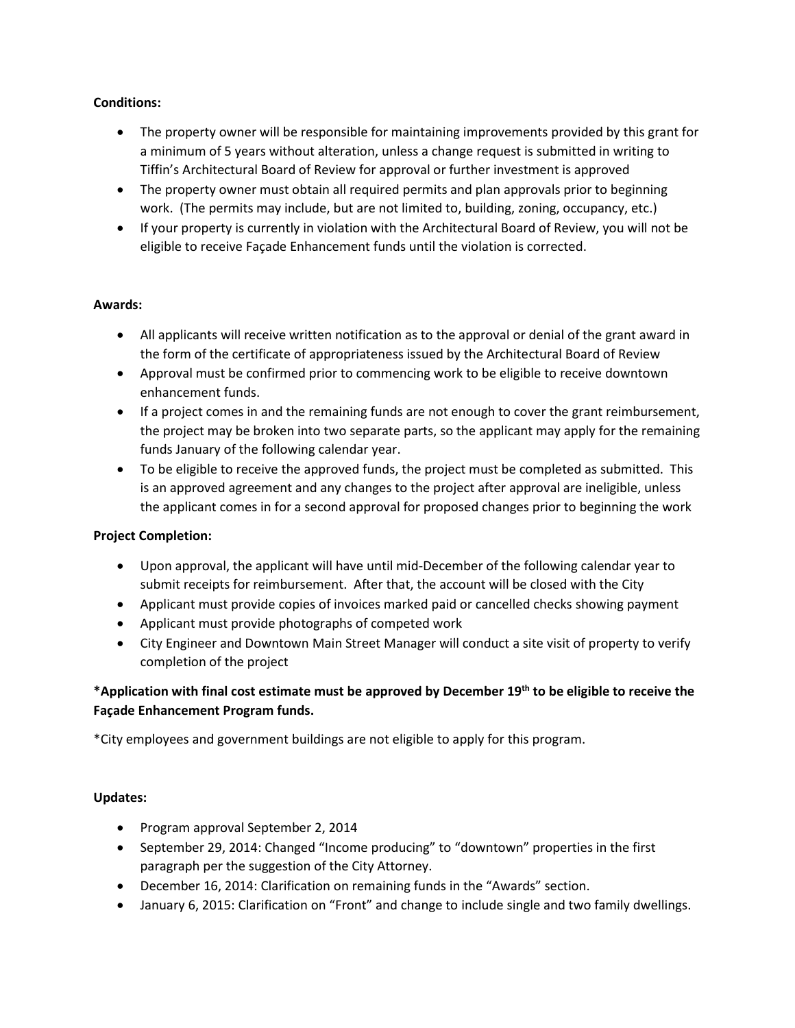**Conditions:**

- The property owner will be responsible for maintaining improvements provided by this grant for a minimum of 5 years without alteration, unless a change request is submitted in writing to Tiffin's Architectural Board of Review for approval or further investment is approved
- The property owner must obtain all required permits and plan approvals prior to beginning work. (The permits may include, but are not limited to, building, zoning, occupancy, etc.)
- If your property is currently in violation with the Architectural Board of Review, you will not be eligible to receive Façade Enhancement funds until the violation is corrected.

**Awards:**

- All applicants will receive written notification as to the approval or denial of the grant award in the form of the certificate of appropriateness issued by the Architectural Board of Review
- Approval must be confirmed prior to commencing work to be eligible to receive downtown enhancement funds.
- If a project comes in and the remaining funds are not enough to cover the grant reimbursement, the project may be broken into two separate parts, so the applicant may apply for the remaining funds January of the following calendar year.
- To be eligible to receive the approved funds, the project must be completed as submitted. This is an approved agreement and any changes to the project after approval are ineligible, unless the applicant comes in for a second approval for proposed changes prior to beginning the work

**Project Completion:**

- Upon approval, the applicant will have until mid-December of the following calendar year to submit receipts for reimbursement. After that, the account will be closed with the City
- Applicant must provide copies of invoices marked paid or cancelled checks showing payment
- Applicant must provide photographs of competed work
- City Engineer and Downtown Main Street Manager will conduct a site visit of property to verify completion of the project

**\*Application with final cost estimate must be approved by December 19th to be eligible to receive the Façade Enhancement Program funds.**

*City employees and government buildings are not eligible to apply for this program.

**Updates:**

- Program approval September 2, 2014
- September 29, 2014: Changed "Income producing" to "downtown" properties in the first paragraph per the suggestion of the City Attorney.
- December 16, 2014: Clarification on remaining funds in the "Awards" section.
- January 6, 2015: Clarification on "Front" and change to include single and two family dwellings.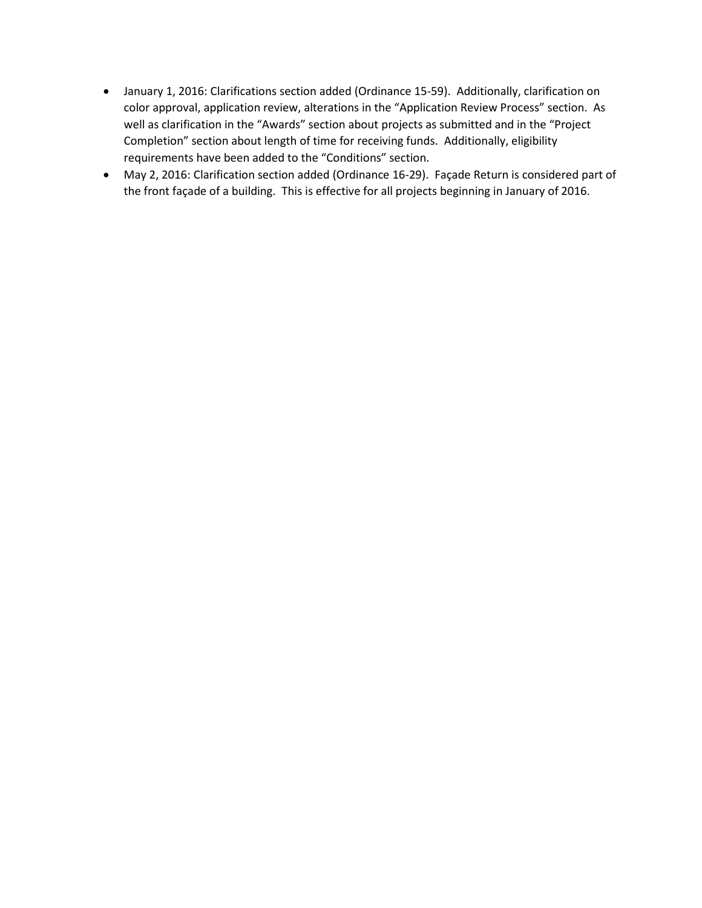- January 1, 2016: Clarifications section added (Ordinance 15-59). Additionally, clarification on color approval, application review, alterations in the "Application Review Process" section. As well as clarification in the "Awards" section about projects as submitted and in the "Project Completion" section about length of time for receiving funds. Additionally, eligibility requirements have been added to the "Conditions" section.
- May 2, 2016: Clarification section added (Ordinance 16-29). Façade Return is considered part of the front façade of a building. This is effective for all projects beginning in January of 2016.